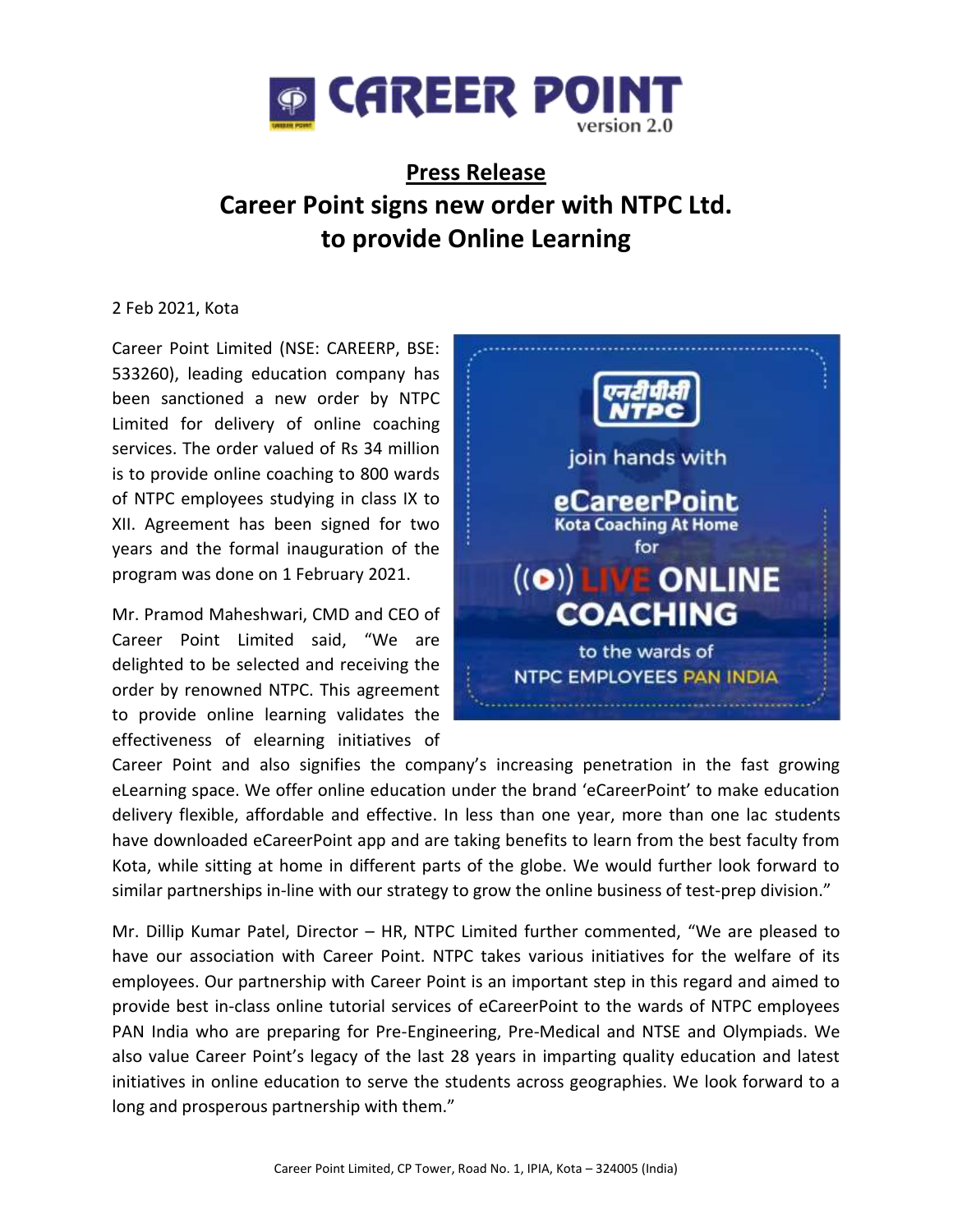# Press Release

# Career Point signs new order with NTPC Ltd. to provide Online Learning

2 Feb 2021, Kota

Career Point Limited (NSE: CAREERP, BSE: 533260), leading education company has been sanctioned a new order by NTPC Limited for delivery of online coaching services. The order valued of Rs 34 million is to provide online coaching to 800 wards of NTPC employees studying in class IX to XII. Agreement has been signed for two years and the formal inauguration of the program was done on 1 February 2021.

Mr. Pramod Maheshwari, CMD and CEO of Career Point Limited said, "We are delighted to be selected and receiving the order by renowned NTPC. This agreement to provide online learning validates the effectiveness of elearning initiatives of Career Point and also signifies the company's increasing penetration in the fast growing eLearning space. We offer online education under the brand 'eCareerPoint' to make education delivery flexible, affordable and effective. In less than one year, more than one lac students have downloaded eCareerPoint app and are taking benefits to learn from the best faculty from Kota, while sitting at home in different parts of the globe. We would further look forward to similar partnerships in-line with our strategy to grow the online business of test-prep division."

Mr. Dillip Kumar Patel, Director – HR, NTPC Limited further commented, "We are pleased to have our association with Career Point. NTPC takes various initiatives for the welfare of its employees. Our partnership with Career Point is an important step in this regard and aimed to provide best in-class online tutorial services of eCareerPoint to the wards of NTPC employees PAN India who are preparing for Pre-Engineering, Pre-Medical and NTSE and Olympiads. We also value Career Point's legacy of the last 28 years in imparting quality education and latest initiatives in online education to serve the students across geographies. We look forward to a long and prosperous partnership with them."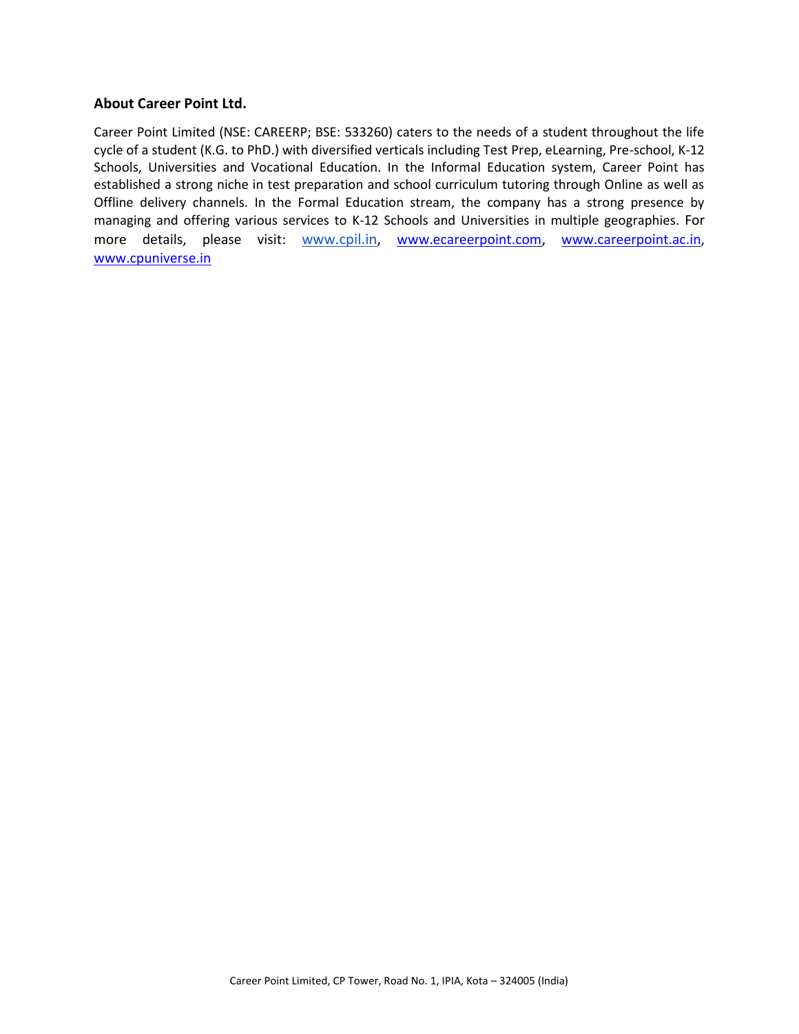**About Career Point Ltd.**

Career Point Limited (NSE: CAREERP; BSE: 533260) caters to the needs of a student throughout the life cycle of a student (K.G. to PhD.) with diversified verticals including Test Prep, eLearning, Pre-school, K-12 Schools, Universities and Vocational Education. In the Informal Education system, Career Point has established a strong niche in test preparation and school curriculum tutoring through Online as well as Offline delivery channels. In the Formal Education stream, the company has a strong presence by managing and offering various services to K-12 Schools and Universities in multiple geographies. For more details, please visit: www.cpil.in, www.ecareerpoint.com, www.careerpoint.ac.in, www.cpuniverse.in

Career Point Limited, CP Tower, Road No. 1, IPIA, Kota – 324005 (India)